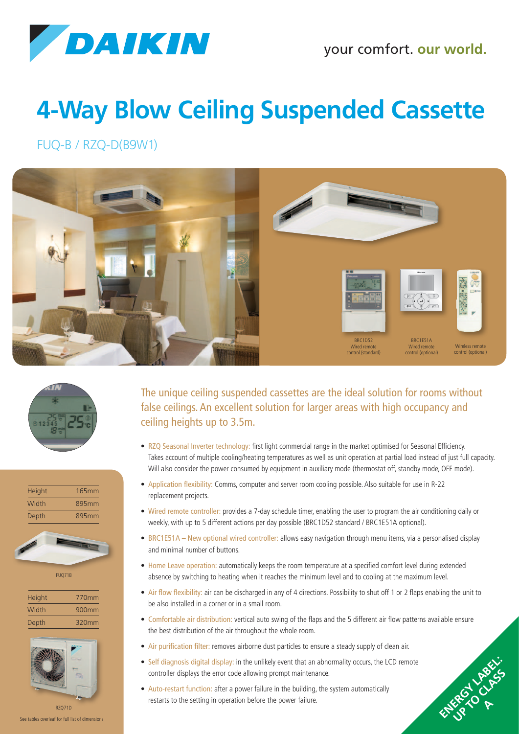# 4-Way Blow Ceiling Suspended Cassette

FUQ-B / RZQ-D(B9W1)

BRC1D52
Wired remote control (standard)

BRC1E51A
Wired remote control (optional)

Wireless remote control (optional)

| Height | 165mm |
|---|---|
| Width | 895mm |
| Depth | 895mm |

FUQ71B

| Height | 770mm |
|---|---|
| Width | 900mm |
| Depth | 320mm |

RZQ71D

See tables overleaf for full list of dimensions

## The unique ceiling suspended cassettes are the ideal solution for rooms without false ceilings. An excellent solution for larger areas with high occupancy and ceiling heights up to 3.5m.

- RZQ Seasonal Inverter technology: first light commercial range in the market optimised for Seasonal Efficiency. Takes account of multiple cooling/heating temperatures as well as unit operation at partial load instead of just full capacity. Will also consider the power consumed by equipment in auxiliary mode (thermostat off, standby mode, OFF mode).
- Application flexibility: Comms, computer and server room cooling possible. Also suitable for use in R-22 replacement projects.
- Wired remote controller: provides a 7-day schedule timer, enabling the user to program the air conditioning daily or weekly, with up to 5 different actions per day possible (BRC1D52 standard / BRC1E51A optional).
- BRC1E51A – New optional wired controller: allows easy navigation through menu items, via a personalised display and minimal number of buttons.
- Home Leave operation: automatically keeps the room temperature at a specified comfort level during extended absence by switching to heating when it reaches the minimum level and to cooling at the maximum level.
- Air flow flexibility: air can be discharged in any of 4 directions. Possibility to shut off 1 or 2 flaps enabling the unit to be also installed in a corner or in a small room.
- Comfortable air distribution: vertical auto swing of the flaps and the 5 different air flow patterns available ensure the best distribution of the air throughout the whole room.
- Air purification filter: removes airborne dust particles to ensure a steady supply of clean air.
- Self diagnosis digital display: in the unlikely event that an abnormality occurs, the LCD remote controller displays the error code allowing prompt maintenance.
- Auto-restart function: after a power failure in the building, the system automatically restarts to the setting in operation before the power failure.

ENERGY LABEL: UP TO CLASS A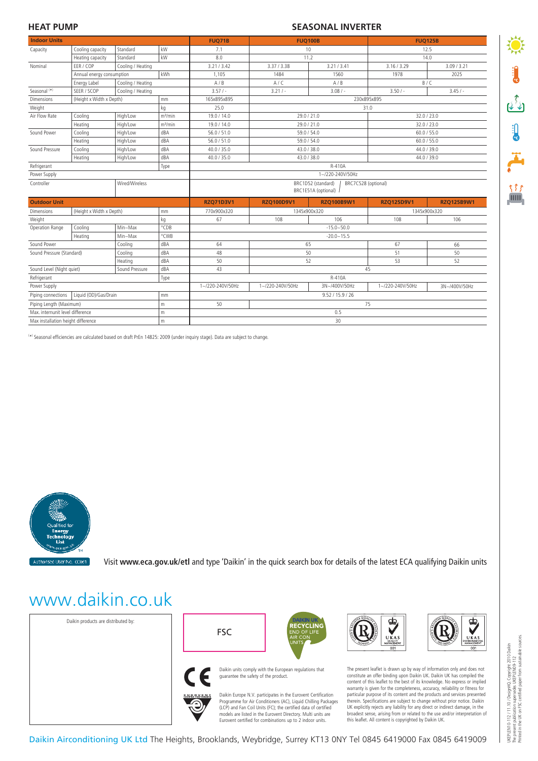## HEAT PUMP

## SEASONAL INVERTER

| Indoor Units | | | | FUQ71B | FUQ100B | | FUQ125B | |
|---|---|---|---|---|---|---|---|---|
| Capacity | Cooling capacity | Standard | kW | 7.1 | 10 | | 12.5 | |
| | Heating capacity | Standard | kW | 8.0 | 11.2 | | 14.0 | |
| Nominal | EER / COP | Cooling / Heating | | 3.21 / 3.42 | 3.37 / 3.38 | 3.21 / 3.41 | 3.16 / 3.29 | 3.09 / 3.21 |
| | Annual energy consumption | | kWh | 1,105 | 1484 | 1560 | 1978 | 2025 |
| | Energy Label | Cooling / Heating | | A / B | A / C | A / B | B / C | |
| Seasonal (*) | SEER / SCOP | Cooling / Heating | | 3.57 / - | 3.21 / - | 3.08 / - | 3.50 / - | 3.45 / - |
| Dimensions | (Height x Width x Depth) | | mm | 165x895x895 | 230x895x895 | | | |
| Weight | | | kg | 25.0 | 31.0 | | | |
| Air Flow Rate | Cooling | High/Low | m³/min | 19.0 / 14.0 | 29.0 / 21.0 | | 32.0 / 23.0 | |
| | Heating | High/Low | m³/min | 19.0 / 14.0 | 29.0 / 21.0 | | 32.0 / 23.0 | |
| Sound Power | Cooling | High/Low | dBA | 56.0 / 51.0 | 59.0 / 54.0 | | 60.0 / 55.0 | |
| | Heating | High/Low | dBA | 56.0 / 51.0 | 59.0 / 54.0 | | 60.0 / 55.0 | |
| Sound Pressure | Cooling | High/Low | dBA | 40.0 / 35.0 | 43.0 / 38.0 | | 44.0 / 39.0 | |
| | Heating | High/Low | dBA | 40.0 / 35.0 | 43.0 / 38.0 | | 44.0 / 39.0 | |
| Refrigerant | | | Type | R-410A | | | | |
| Power Supply | | | | 1~/220-240V/50Hz | | | | |
| Controller | | Wired/Wireless | | BRC1D52 (standard) / BRC1E51A (optional) / BRC7C528 (optional) | | | | |

| Outdoor Unit | | | | RZQ71D3V1 | RZQ100D9V1 | RZQ100B9W1 | RZQ125D9V1 | RZQ125B9W1 |
|---|---|---|---|---|---|---|---|---|
| Dimensions | (Height x Width x Depth) | | mm | 770x900x320 | 1345x900x320 | | 1345x900x320 | |
| Weight | | | kg | 67 | 108 | 106 | 108 | 106 |
| Operation Range | Cooling | Min~Max | °CDB | -15.0~50.0 | | | | |
| | Heating | Min~Max | °CWB | -20.0~15.5 | | | | |
| Sound Power | | Cooling | dBA | 64 | 65 | | 67 | 66 |
| Sound Pressure (Standard) | | Cooling | dBA | 48 | 50 | | 51 | 50 |
| | | Heating | dBA | 50 | 52 | | 53 | 52 |
| Sound Level (Night quiet) | | Sound Pressure | dBA | 43 | 45 | | | |
| Refrigerant | | | Type | R-410A | | | | |
| Power Supply | | | | 1~/220-240V/50Hz | 1~/220-240V/50Hz | 3N~/400V/50Hz | 1~/220-240V/50Hz | 3N~/400V/50Hz |
| Piping connections | Liquid (OD)/Gas/Drain | | mm | 9.52 / 15.9 / 26 | | | | |
| Piping Length (Maximum) | | | m | 50 | 75 | | | |
| Max. internunit level difference | | | m | 0.5 | | | | |
| Max installation height difference | | | m | 30 | | | | |

(*) Seasonal efficiencies are calculated based on draft PrEn 14825: 2009 (under inquiry stage). Data are subject to change.

Qualified for Energy Technology List www.eca.gov.uk

Authorised User No. 00061

Visit **www.eca.gov.uk/etl** and type 'Daikin' in the quick search box for details of the latest ECA qualifying Daikin units

# www.daikin.co.uk

Daikin products are distributed by:

FSC

DAIKIN UK RECYCLING END OF LIFE AIR CON UNITS

Daikin units comply with the European regulations that guarantee the safety of the product.

Daikin Europe N.V. participates in the Eurovent Certification Programme for Air Conditioners (AC), Liquid Chilling Packages (LCP) and Fan Coil Units (FC); the certified data of certified models are listed in the Eurovent Directory. Multi units are Eurovent certified for combinations up to 2 indoor units.

The present leaflet is drawn up by way of information only and does not constitute an offer binding upon Daikin UK. Daikin UK has compiled the content of this leaflet to the best of its knowledge. No express or implied warranty is given for the completeness, accuracy, reliability or fitness for particular purpose of its content and the products and services presented therein. Specifications are subject to change without prior notice. Daikin UK explicitly rejects any liability for any direct or indirect damage, in the broadest sense, arising from or related to the use and/or interpretation of this leaflet. All content is copyrighted by Daikin UK.

UKEPLEN10-112 / 11.10 / DesignHQ. Copyright 2010 Daikin
The present publication supersedes UKEPLEN09-112
Printed in the UK on FSC certified paper from sustainable sources.

Daikin Airconditioning UK Ltd The Heights, Brooklands, Weybridge, Surrey KT13 0NY Tel 0845 6419000 Fax 0845 6419009